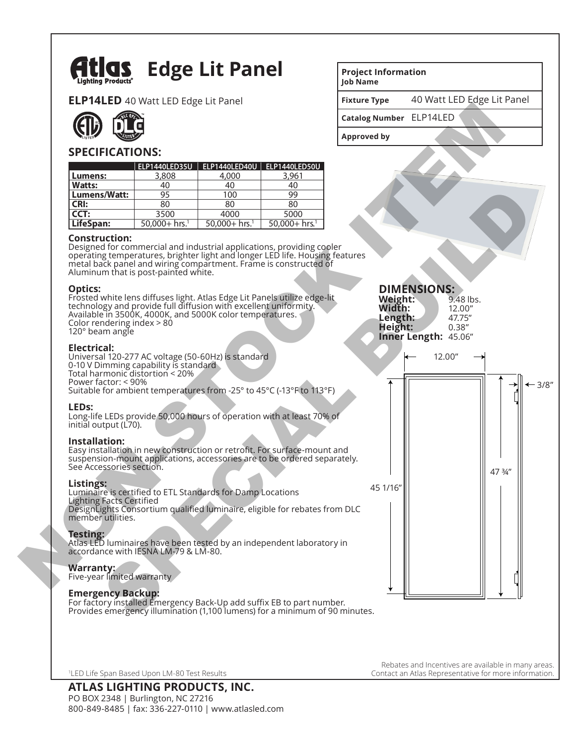# Edge Lit Panel

**ELP14LED** 40 Watt LED Edge Lit Panel

| Project Information | |
|---|---|
| **Job Name** | |
| **Fixture Type** | 40 Watt LED Edge Lit Panel |
| **Catalog Number** | ELP14LED |
| **Approved by** | |

## SPECIFICATIONS:

| | ELP1440LED35U | ELP1440LED40U | ELP1440LED50U |
|---|---|---|---|
| **Lumens:** | 3,808 | 4,000 | 3,961 |
| **Watts:** | 40 | 40 | 40 |
| **Lumens/Watt:** | 95 | 100 | 99 |
| **CRI:** | 80 | 80 | 80 |
| **CCT:** | 3500 | 4000 | 5000 |
| **LifeSpan:** | 50,000+ hrs.[1] | 50,000+ hrs.[1] | 50,000+ hrs.[1] |

### Construction:
Designed for commercial and industrial applications, providing cooler operating temperatures, brighter light and longer LED life. Housing features metal back panel and wiring compartment. Frame is constructed of Aluminum that is post-painted white.

### Optics:
Frosted white lens diffuses light. Atlas Edge Lit Panels utilize edge-lit technology and provide full diffusion with excellent uniformity. Available in 3500K, 4000K, and 5000K color temperatures.
Color rendering index > 80
120° beam angle

### Electrical:
Universal 120-277 AC voltage (50-60Hz) is standard
0-10 V Dimming capability is standard
Total harmonic distortion < 20%
Power factor: < 90%
Suitable for ambient temperatures from -25° to 45°C (-13°F to 113°F)

### LEDs:
Long-life LEDs provide 50,000 hours of operation with at least 70% of initial output (L70).

### Installation:
Easy installation in new construction or retrofit. For surface-mount and suspension-mount applications, accessories are to be ordered separately. See Accessories section.

### Listings:
Luminaire is certified to ETL Standards for Damp Locations
Lighting Facts Certified
DesignLights Consortium qualified luminaire, eligible for rebates from DLC member utilities.

### Testing:
Atlas LED luminaires have been tested by an independent laboratory in accordance with IESNA LM-79 & LM-80.

### Warranty:
Five-year limited warranty

### Emergency Backup:
For factory installed Emergency Back-Up add suffix EB to part number. Provides emergency illumination (1,100 lumens) for a minimum of 90 minutes.

## DIMENSIONS:

**Weight:** 9.48 lbs.
**Width:** 12.00"
**Length:** 47.75"
**Height:** 0.38"
**Inner Length:** 45.06"

12.00"
3/8"
47 ¾"
45 1/16"

NON-STOCK ITEM
SPECIAL BUILD

[1]LED Life Span Based Upon LM-80 Test Results

Rebates and Incentives are available in many areas. Contact an Atlas Representative for more information.

**ATLAS LIGHTING PRODUCTS, INC.**
PO BOX 2348 | Burlington, NC 27216
800-849-8485 | fax: 336-227-0110 | www.atlasled.com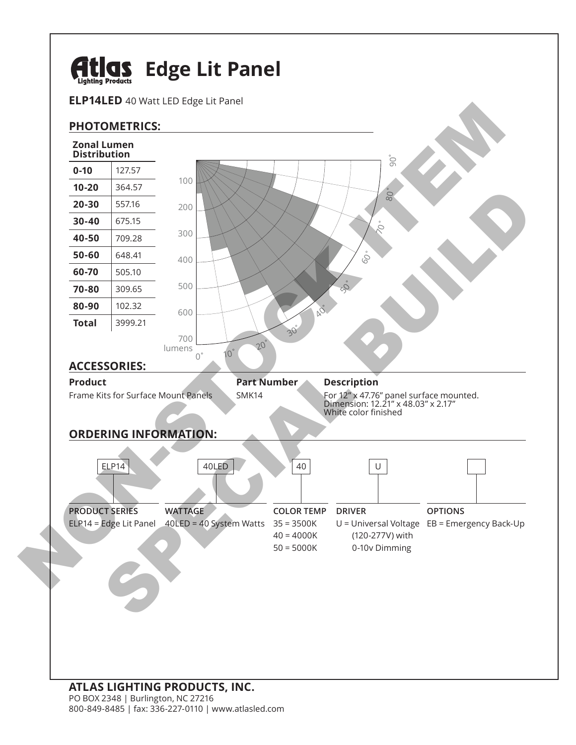# Atlas Lighting Products Edge Lit Panel

**ELP14LED** 40 Watt LED Edge Lit Panel

## PHOTOMETRICS:

| Zonal Lumen Distribution | |
|---|---|
| **0-10** | 127.57 |
| **10-20** | 364.57 |
| **20-30** | 557.16 |
| **30-40** | 675.15 |
| **40-50** | 709.28 |
| **50-60** | 648.41 |
| **60-70** | 505.10 |
| **70-80** | 309.65 |
| **80-90** | 102.32 |
| **Total** | 3999.21 |

100
200
300
400
500
600
700
lumens
0˚
10˚
20˚
30˚
40˚
50˚
60˚
70˚
80˚
90˚

## ACCESSORIES:

| Product | Part Number | Description |
|---|---|---|
| Frame Kits for Surface Mount Panels | SMK14 | For 12" x 47.76" panel surface mounted. Dimension: 12.21" x 48.03" x 2.17" White color finished |

## ORDERING INFORMATION:

| ELP14 | 40LED | 40 | U | |
|---|---|---|---|---|
| **PRODUCT SERIES** | **WATTAGE** | **COLOR TEMP** | **DRIVER** | **OPTIONS** |
| ELP14 = Edge Lit Panel | 40LED = 40 System Watts | 35 = 3500K<br>40 = 4000K<br>50 = 5000K | U = Universal Voltage (120-277V) with 0-10v Dimming | EB = Emergency Back-Up |

NON-STOCK ITEM SPECIAL BUILD

**ATLAS LIGHTING PRODUCTS, INC.**
PO BOX 2348 | Burlington, NC 27216
800-849-8485 | fax: 336-227-0110 | www.atlasled.com